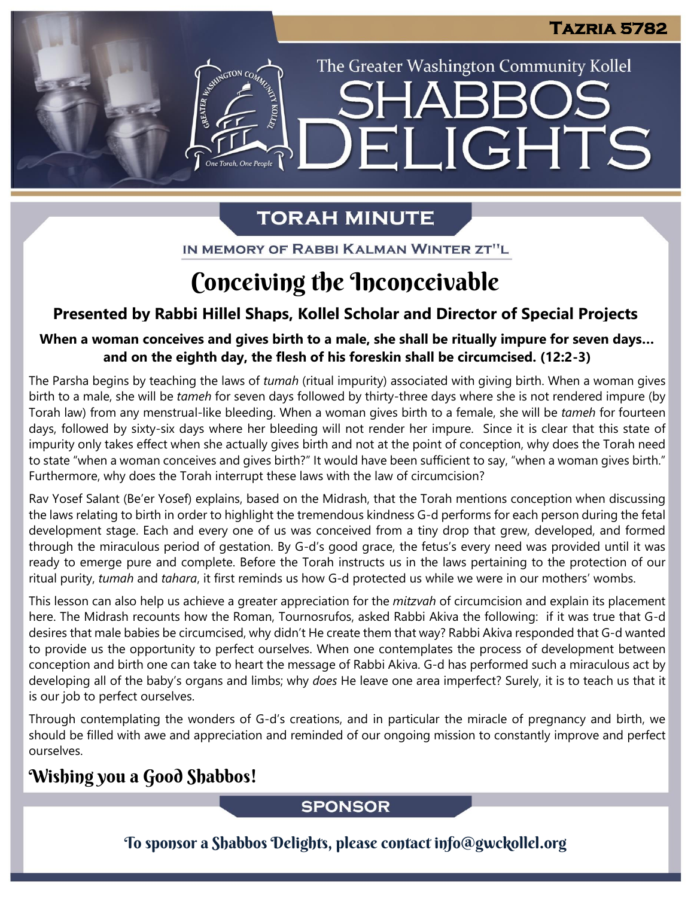Tazria 5782

The Greater Washington Community Kollel

# Shabbos Delights

## Torah Minute

In memory of Rabbi Kalman Winter zt"l

# Conceiving the Inconceivable

### Presented by Rabbi Hillel Shaps, Kollel Scholar and Director of Special Projects

**When a woman conceives and gives birth to a male, she shall be ritually impure for seven days… and on the eighth day, the flesh of his foreskin shall be circumcised. (12:2-3)**

The Parsha begins by teaching the laws of *tumah* (ritual impurity) associated with giving birth. When a woman gives birth to a male, she will be *tameh* for seven days followed by thirty-three days where she is not rendered impure (by Torah law) from any menstrual-like bleeding. When a woman gives birth to a female, she will be *tameh* for fourteen days, followed by sixty-six days where her bleeding will not render her impure. Since it is clear that this state of impurity only takes effect when she actually gives birth and not at the point of conception, why does the Torah need to state "when a woman conceives and gives birth?" It would have been sufficient to say, "when a woman gives birth." Furthermore, why does the Torah interrupt these laws with the law of circumcision?

Rav Yosef Salant (Be'er Yosef) explains, based on the Midrash, that the Torah mentions conception when discussing the laws relating to birth in order to highlight the tremendous kindness G-d performs for each person during the fetal development stage. Each and every one of us was conceived from a tiny drop that grew, developed, and formed through the miraculous period of gestation. By G-d's good grace, the fetus's every need was provided until it was ready to emerge pure and complete. Before the Torah instructs us in the laws pertaining to the protection of our ritual purity, *tumah* and *tahara*, it first reminds us how G-d protected us while we were in our mothers' wombs.

This lesson can also help us achieve a greater appreciation for the *mitzvah* of circumcision and explain its placement here. The Midrash recounts how the Roman, Tournosrufos, asked Rabbi Akiva the following: if it was true that G-d desires that male babies be circumcised, why didn't He create them that way? Rabbi Akiva responded that G-d wanted to provide us the opportunity to perfect ourselves. When one contemplates the process of development between conception and birth one can take to heart the message of Rabbi Akiva. G-d has performed such a miraculous act by developing all of the baby's organs and limbs; why *does* He leave one area imperfect? Surely, it is to teach us that it is our job to perfect ourselves.

Through contemplating the wonders of G-d's creations, and in particular the miracle of pregnancy and birth, we should be filled with awe and appreciation and reminded of our ongoing mission to constantly improve and perfect ourselves.

## Wishing you a Good Shabbos!

## Sponsor

To sponsor a Shabbos Delights, please contact info@gwckollel.org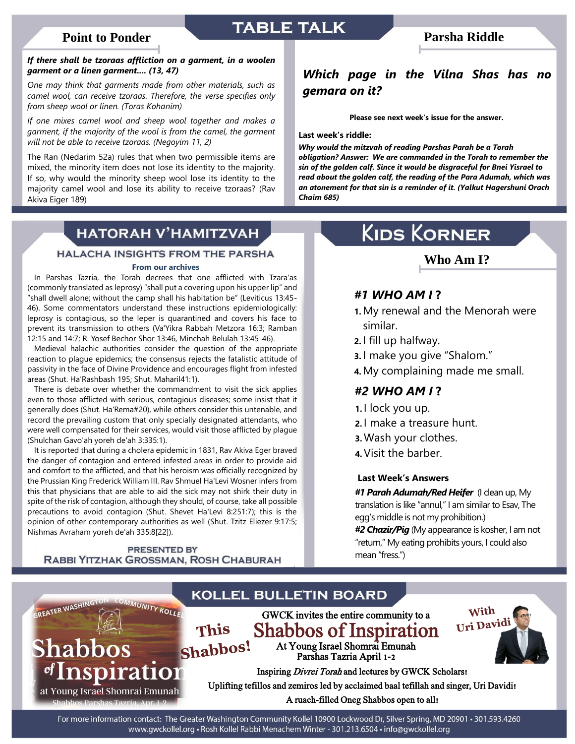# TABLE TALK

## Point to Ponder

***If there shall be tzoraas affliction on a garment, in a woolen garment or a linen garment…. (13, 47)***

*One may think that garments made from other materials, such as camel wool, can receive tzoraas. Therefore, the verse specifies only from sheep wool or linen. (Toras Kohanim)*

*If one mixes camel wool and sheep wool together and makes a garment, if the majority of the wool is from the camel, the garment will not be able to receive tzoraas. (Negoyim 11, 2)*

The Ran (Nedarim 52a) rules that when two permissible items are mixed, the minority item does not lose its identity to the majority. If so, why would the minority sheep wool lose its identity to the majority camel wool and lose its ability to receive tzoraas? (Rav Akiva Eiger 189)

## Parsha Riddle

***Which page in the Vilna Shas has no gemara on it?***

**Please see next week's issue for the answer.**

**Last week's riddle:**

***Why would the mitzvah of reading Parshas Parah be a Torah obligation? Answer: We are commanded in the Torah to remember the sin of the golden calf. Since it would be disgraceful for Bnei Yisrael to read about the golden calf, the reading of the Para Adumah, which was an atonement for that sin is a reminder of it. (Yalkut Hagershuni Orach Chaim 685)***

# HATORAH V'HAMITZVAH

## HALACHA INSIGHTS FROM THE PARSHA

**From our archives**

In Parshas Tazria, the Torah decrees that one afflicted with Tzara'as (commonly translated as leprosy) "shall put a covering upon his upper lip" and "shall dwell alone; without the camp shall his habitation be" (Leviticus 13:45-46). Some commentators understand these instructions epidemiologically: leprosy is contagious, so the leper is quarantined and covers his face to prevent its transmission to others (Va'Yikra Rabbah Metzora 16:3; Ramban 12:15 and 14:7; R. Yosef Bechor Shor 13:46, Minchah Belulah 13:45-46).

Medieval halachic authorities consider the question of the appropriate reaction to plague epidemics; the consensus rejects the fatalistic attitude of passivity in the face of Divine Providence and encourages flight from infested areas (Shut. Ha'Rashbash 195; Shut. Maharil41:1).

There is debate over whether the commandment to visit the sick applies even to those afflicted with serious, contagious diseases; some insist that it generally does (Shut. Ha'Rema#20), while others consider this untenable, and record the prevailing custom that only specially designated attendants, who were well compensated for their services, would visit those afflicted by plague (Shulchan Gavo'ah yoreh de'ah 3:335:1).

It is reported that during a cholera epidemic in 1831, Rav Akiva Eger braved the danger of contagion and entered infested areas in order to provide aid and comfort to the afflicted, and that his heroism was officially recognized by the Prussian King Frederick William III. Rav Shmuel Ha'Levi Wosner infers from this that physicians that are able to aid the sick may not shirk their duty in spite of the risk of contagion, although they should, of course, take all possible precautions to avoid contagion (Shut. Shevet Ha'Levi 8:251:7); this is the opinion of other contemporary authorities as well (Shut. Tzitz Eliezer 9:17:5; Nishmas Avraham yoreh de'ah 335:8[22]).

PRESENTED BY
RABBI YITZHAK GROSSMAN, ROSH CHABURAH

# KIDS KORNER

## Who Am I?

### #1 WHO AM I ?

1. My renewal and the Menorah were similar.
2. I fill up halfway.
3. I make you give "Shalom."
4. My complaining made me small.

### #2 WHO AM I ?

1. I lock you up.
2. I make a treasure hunt.
3. Wash your clothes.
4. Visit the barber.

**Last Week's Answers**

***#1 Parah Adumah/Red Heifer*** (I clean up, My translation is like "annul," I am similar to Esav, The egg's middle is not my prohibition.)

***#2 Chazir/Pig*** (My appearance is kosher, I am not "return," My eating prohibits yours, I could also mean "fress.")

# KOLLEL BULLETIN BOARD

Greater Washington Community Kollel
Shabbos of Inspiration
at Young Israel Shomrai Emunah
Shabbos Parshas Tazria, Apr. 1-2

This Shabbos!

GWCK invites the entire community to a
**Shabbos of Inspiration**
At Young Israel Shomrai Emunah
Parshas Tazria April 1-2

With Uri Davidi

Inspiring *Divrei Torah* and lectures by GWCK Scholars!
Uplifting tefillos and zemiros led by acclaimed baal tefillah and singer, Uri Davidi!
A ruach-filled Oneg Shabbos open to all!

For more information contact: The Greater Washington Community Kollel 10900 Lockwood Dr, Silver Spring, MD 20901 • 301.593.4260
www.gwckollel.org • Rosh Kollel Rabbi Menachem Winter - 301.213.6504 • info@gwckollel.org